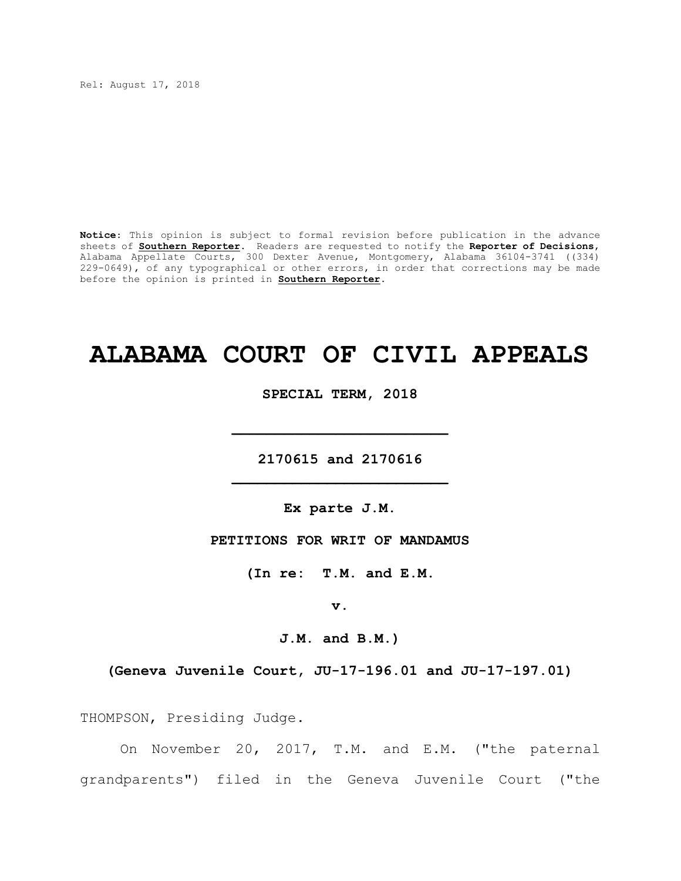Rel: August 17, 2018

**Notice:** This opinion is subject to formal revision before publication in the advance sheets of **Southern Reporter**. Readers are requested to notify the **Reporter of Decisions**, Alabama Appellate Courts, 300 Dexter Avenue, Montgomery, Alabama 36104-3741 ((334) 229-0649), of any typographical or other errors, in order that corrections may be made before the opinion is printed in **Southern Reporter**.

# ALABAMA COURT OF CIVIL APPEALS

**SPECIAL TERM, 2018**

---

**2170615 and 2170616**

---

**Ex parte J.M.**

**PETITIONS FOR WRIT OF MANDAMUS**

**(In re: T.M. and E.M.**

**v.**

**J.M. and B.M.)**

**(Geneva Juvenile Court, JU-17-196.01 and JU-17-197.01)**

THOMPSON, Presiding Judge.

On November 20, 2017, T.M. and E.M. ("the paternal grandparents") filed in the Geneva Juvenile Court ("the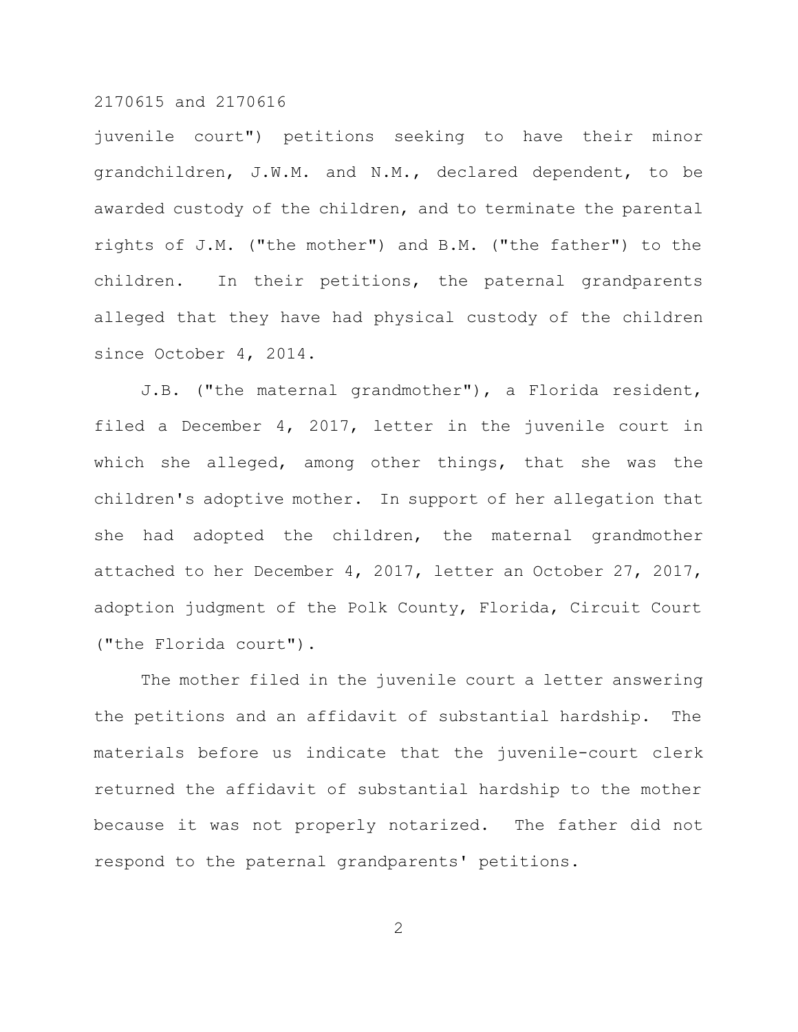juvenile court") petitions seeking to have their minor grandchildren, J.W.M. and N.M., declared dependent, to be awarded custody of the children, and to terminate the parental rights of J.M. ("the mother") and B.M. ("the father") to the children. In their petitions, the paternal grandparents alleged that they have had physical custody of the children since October 4, 2014.

J.B. ("the maternal grandmother"), a Florida resident, filed a December 4, 2017, letter in the juvenile court in which she alleged, among other things, that she was the children's adoptive mother. In support of her allegation that she had adopted the children, the maternal grandmother attached to her December 4, 2017, letter an October 27, 2017, adoption judgment of the Polk County, Florida, Circuit Court ("the Florida court").

The mother filed in the juvenile court a letter answering the petitions and an affidavit of substantial hardship. The materials before us indicate that the juvenile-court clerk returned the affidavit of substantial hardship to the mother because it was not properly notarized. The father did not respond to the paternal grandparents' petitions.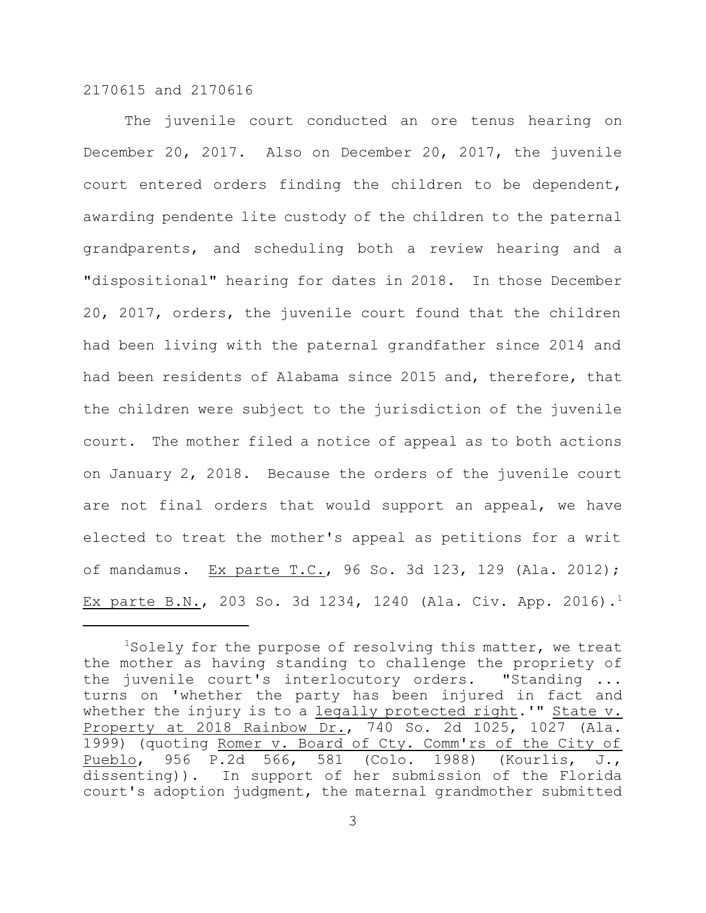The juvenile court conducted an ore tenus hearing on December 20, 2017. Also on December 20, 2017, the juvenile court entered orders finding the children to be dependent, awarding pendente lite custody of the children to the paternal grandparents, and scheduling both a review hearing and a "dispositional" hearing for dates in 2018. In those December 20, 2017, orders, the juvenile court found that the children had been living with the paternal grandfather since 2014 and had been residents of Alabama since 2015 and, therefore, that the children were subject to the jurisdiction of the juvenile court. The mother filed a notice of appeal as to both actions on January 2, 2018. Because the orders of the juvenile court are not final orders that would support an appeal, we have elected to treat the mother's appeal as petitions for a writ of mandamus. Ex parte T.C., 96 So. 3d 123, 129 (Ala. 2012); Ex parte B.N., 203 So. 3d 1234, 1240 (Ala. Civ. App. 2016).[1]

---

[1]Solely for the purpose of resolving this matter, we treat the mother as having standing to challenge the propriety of the juvenile court's interlocutory orders. "Standing ... turns on 'whether the party has been injured in fact and whether the injury is to a legally protected right.'" State v. Property at 2018 Rainbow Dr., 740 So. 2d 1025, 1027 (Ala. 1999) (quoting Romer v. Board of Cty. Comm'rs of the City of Pueblo, 956 P.2d 566, 581 (Colo. 1988) (Kourlis, J., dissenting)). In support of her submission of the Florida court's adoption judgment, the maternal grandmother submitted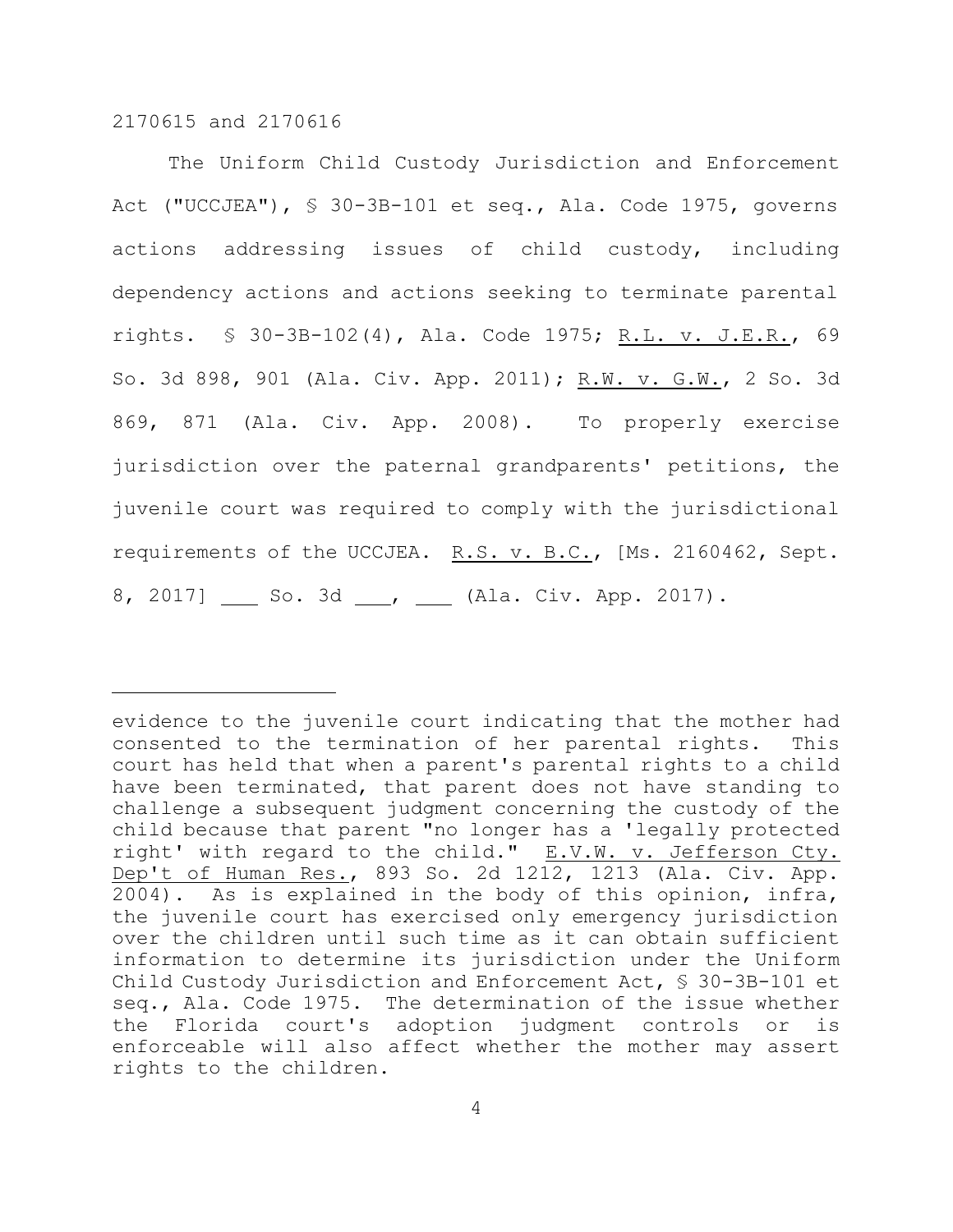The Uniform Child Custody Jurisdiction and Enforcement Act ("UCCJEA"), § 30-3B-101 et seq., Ala. Code 1975, governs actions addressing issues of child custody, including dependency actions and actions seeking to terminate parental rights. § 30-3B-102(4), Ala. Code 1975; R.L. v. J.E.R., 69 So. 3d 898, 901 (Ala. Civ. App. 2011); R.W. v. G.W., 2 So. 3d 869, 871 (Ala. Civ. App. 2008). To properly exercise jurisdiction over the paternal grandparents' petitions, the juvenile court was required to comply with the jurisdictional requirements of the UCCJEA. R.S. v. B.C., [Ms. 2160462, Sept. 8, 2017] ___ So. 3d ___, ___ (Ala. Civ. App. 2017).

---

evidence to the juvenile court indicating that the mother had consented to the termination of her parental rights. This court has held that when a parent's parental rights to a child have been terminated, that parent does not have standing to challenge a subsequent judgment concerning the custody of the child because that parent "no longer has a 'legally protected right' with regard to the child." E.V.W. v. Jefferson Cty. Dep't of Human Res., 893 So. 2d 1212, 1213 (Ala. Civ. App. 2004). As is explained in the body of this opinion, infra, the juvenile court has exercised only emergency jurisdiction over the children until such time as it can obtain sufficient information to determine its jurisdiction under the Uniform Child Custody Jurisdiction and Enforcement Act, § 30-3B-101 et seq., Ala. Code 1975. The determination of the issue whether the Florida court's adoption judgment controls or is enforceable will also affect whether the mother may assert rights to the children.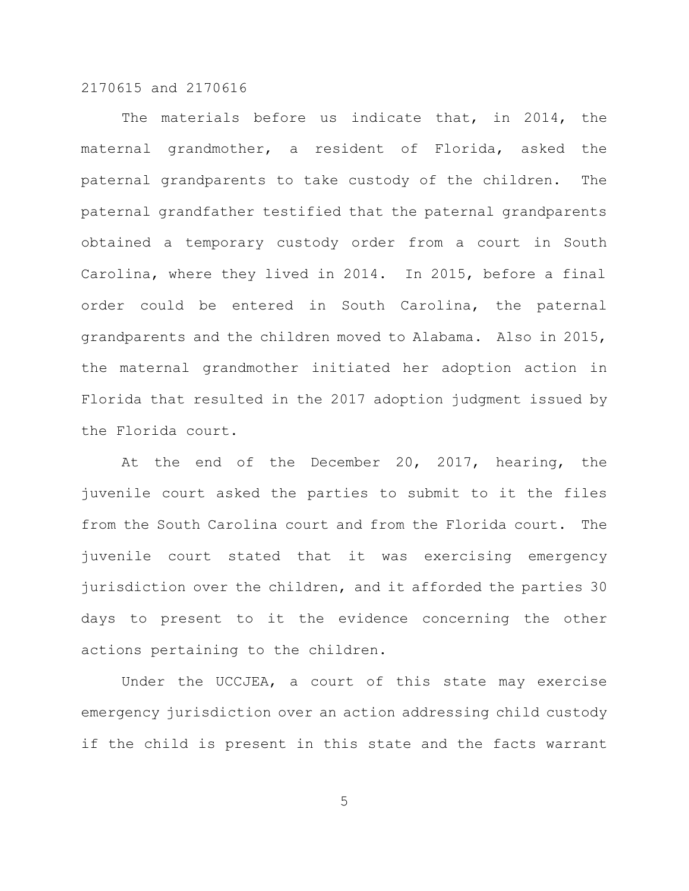The materials before us indicate that, in 2014, the maternal grandmother, a resident of Florida, asked the paternal grandparents to take custody of the children. The paternal grandfather testified that the paternal grandparents obtained a temporary custody order from a court in South Carolina, where they lived in 2014. In 2015, before a final order could be entered in South Carolina, the paternal grandparents and the children moved to Alabama. Also in 2015, the maternal grandmother initiated her adoption action in Florida that resulted in the 2017 adoption judgment issued by the Florida court.

At the end of the December 20, 2017, hearing, the juvenile court asked the parties to submit to it the files from the South Carolina court and from the Florida court. The juvenile court stated that it was exercising emergency jurisdiction over the children, and it afforded the parties 30 days to present to it the evidence concerning the other actions pertaining to the children.

Under the UCCJEA, a court of this state may exercise emergency jurisdiction over an action addressing child custody if the child is present in this state and the facts warrant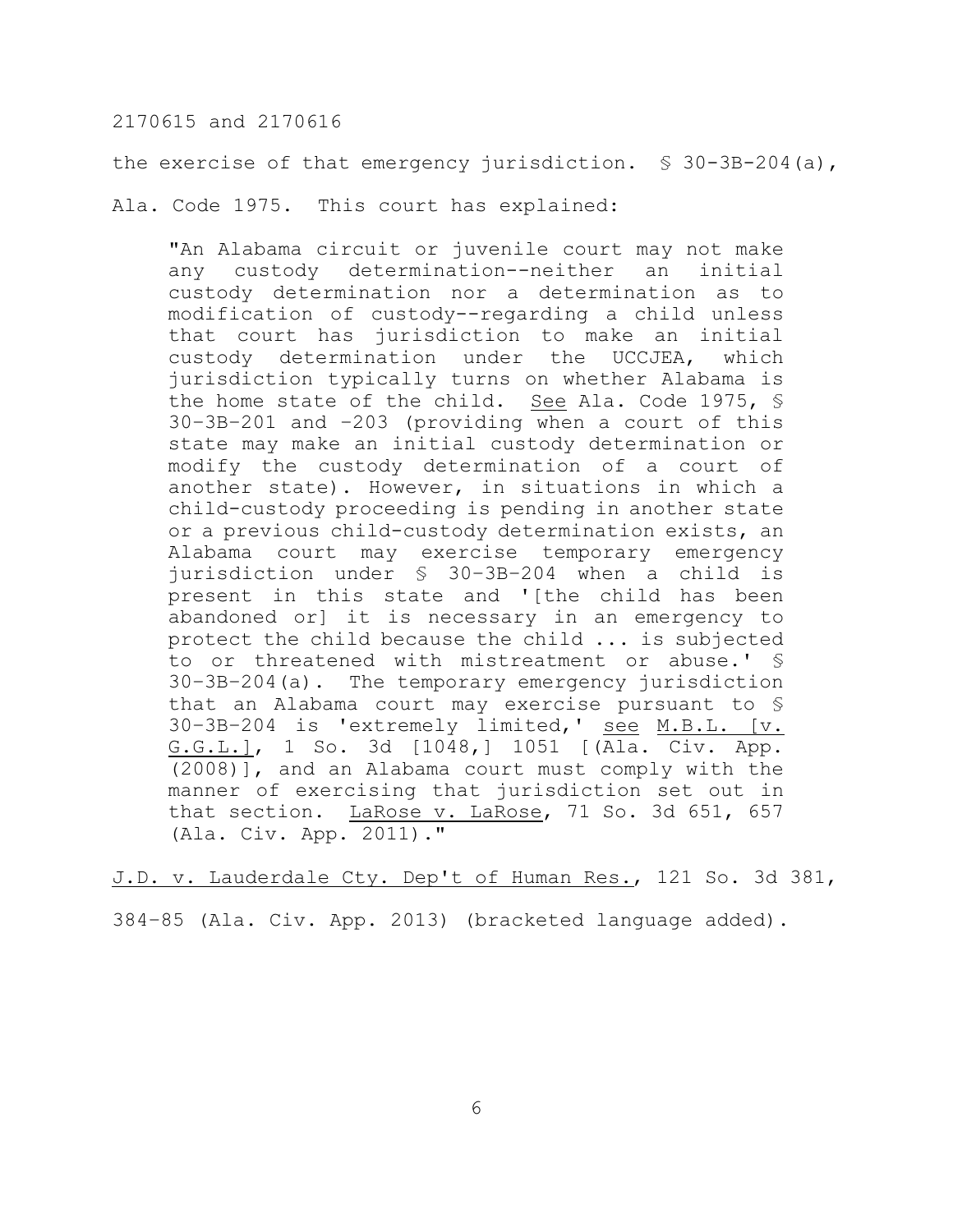the exercise of that emergency jurisdiction. § 30-3B-204(a), Ala. Code 1975. This court has explained:

> "An Alabama circuit or juvenile court may not make any custody determination--neither an initial custody determination nor a determination as to modification of custody--regarding a child unless that court has jurisdiction to make an initial custody determination under the UCCJEA, which jurisdiction typically turns on whether Alabama is the home state of the child. See Ala. Code 1975, § 30–3B–201 and –203 (providing when a court of this state may make an initial custody determination or modify the custody determination of a court of another state). However, in situations in which a child-custody proceeding is pending in another state or a previous child-custody determination exists, an Alabama court may exercise temporary emergency jurisdiction under § 30–3B–204 when a child is present in this state and '[the child has been abandoned or] it is necessary in an emergency to protect the child because the child ... is subjected to or threatened with mistreatment or abuse.' § 30–3B–204(a). The temporary emergency jurisdiction that an Alabama court may exercise pursuant to § 30–3B–204 is 'extremely limited,' see M.B.L. [v. G.G.L.], 1 So. 3d [1048,] 1051 [(Ala. Civ. App. (2008)], and an Alabama court must comply with the manner of exercising that jurisdiction set out in that section. LaRose v. LaRose, 71 So. 3d 651, 657 (Ala. Civ. App. 2011)."

J.D. v. Lauderdale Cty. Dep't of Human Res., 121 So. 3d 381, 384–85 (Ala. Civ. App. 2013) (bracketed language added).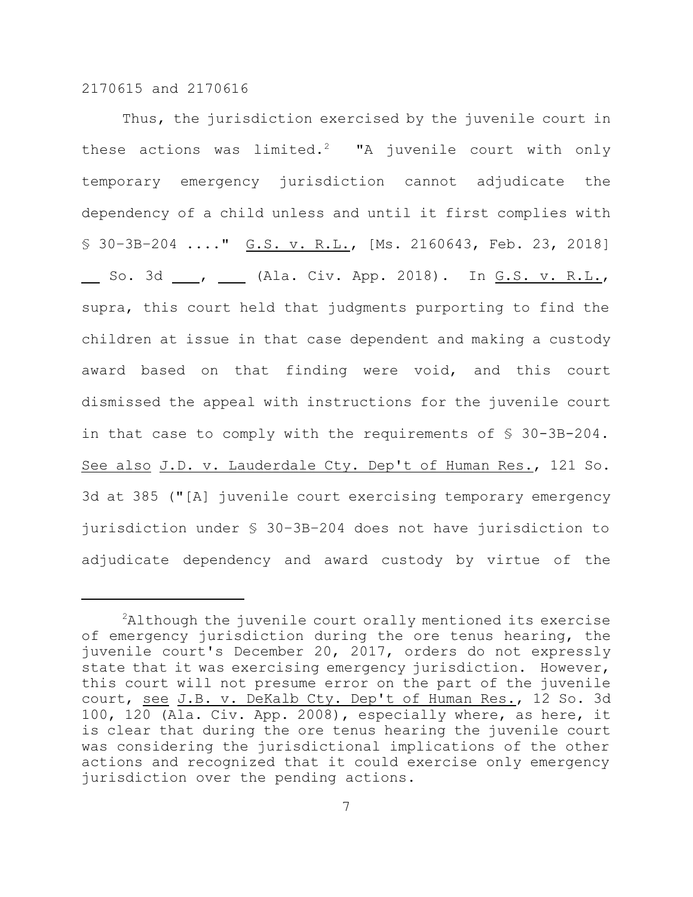Thus, the jurisdiction exercised by the juvenile court in these actions was limited.[2] "A juvenile court with only temporary emergency jurisdiction cannot adjudicate the dependency of a child unless and until it first complies with § 30–3B–204 ...." G.S. v. R.L., [Ms. 2160643, Feb. 23, 2018] ___ So. 3d ___, ___ (Ala. Civ. App. 2018). In G.S. v. R.L., supra, this court held that judgments purporting to find the children at issue in that case dependent and making a custody award based on that finding were void, and this court dismissed the appeal with instructions for the juvenile court in that case to comply with the requirements of § 30-3B-204. See also J.D. v. Lauderdale Cty. Dep't of Human Res., 121 So. 3d at 385 ("[A] juvenile court exercising temporary emergency jurisdiction under § 30–3B–204 does not have jurisdiction to adjudicate dependency and award custody by virtue of the

---

[2]Although the juvenile court orally mentioned its exercise of emergency jurisdiction during the ore tenus hearing, the juvenile court's December 20, 2017, orders do not expressly state that it was exercising emergency jurisdiction. However, this court will not presume error on the part of the juvenile court, see J.B. v. DeKalb Cty. Dep't of Human Res., 12 So. 3d 100, 120 (Ala. Civ. App. 2008), especially where, as here, it is clear that during the ore tenus hearing the juvenile court was considering the jurisdictional implications of the other actions and recognized that it could exercise only emergency jurisdiction over the pending actions.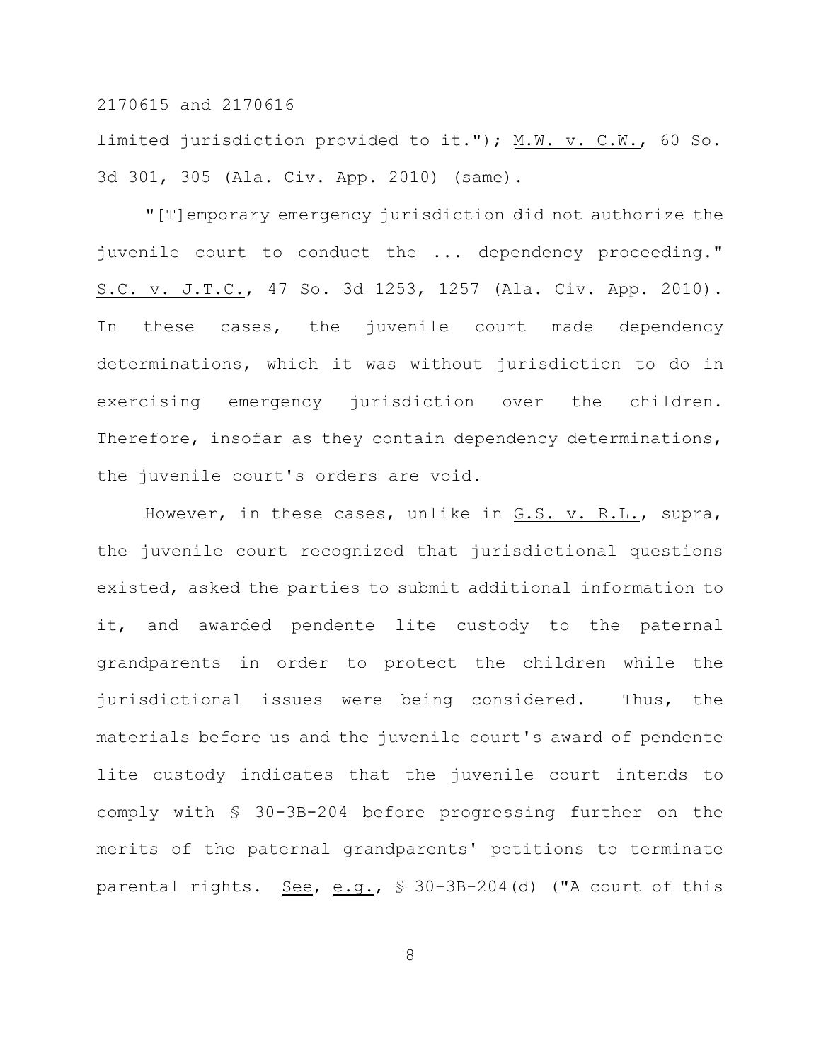limited jurisdiction provided to it."); M.W. v. C.W., 60 So. 3d 301, 305 (Ala. Civ. App. 2010) (same).

"[T]emporary emergency jurisdiction did not authorize the juvenile court to conduct the ... dependency proceeding." S.C. v. J.T.C., 47 So. 3d 1253, 1257 (Ala. Civ. App. 2010). In these cases, the juvenile court made dependency determinations, which it was without jurisdiction to do in exercising emergency jurisdiction over the children. Therefore, insofar as they contain dependency determinations, the juvenile court's orders are void.

However, in these cases, unlike in G.S. v. R.L., supra, the juvenile court recognized that jurisdictional questions existed, asked the parties to submit additional information to it, and awarded pendente lite custody to the paternal grandparents in order to protect the children while the jurisdictional issues were being considered. Thus, the materials before us and the juvenile court's award of pendente lite custody indicates that the juvenile court intends to comply with § 30-3B-204 before progressing further on the merits of the paternal grandparents' petitions to terminate parental rights. See, e.g., § 30-3B-204(d) ("A court of this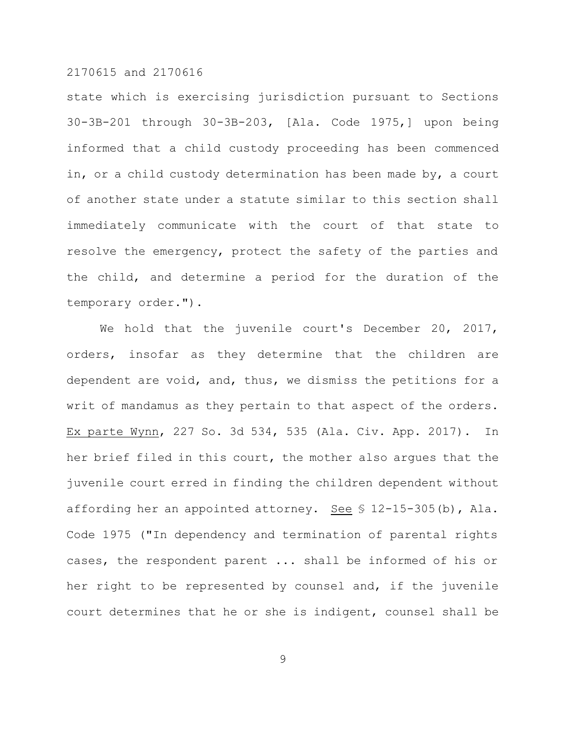state which is exercising jurisdiction pursuant to Sections 30-3B-201 through 30-3B-203, [Ala. Code 1975,] upon being informed that a child custody proceeding has been commenced in, or a child custody determination has been made by, a court of another state under a statute similar to this section shall immediately communicate with the court of that state to resolve the emergency, protect the safety of the parties and the child, and determine a period for the duration of the temporary order.").

We hold that the juvenile court's December 20, 2017, orders, insofar as they determine that the children are dependent are void, and, thus, we dismiss the petitions for a writ of mandamus as they pertain to that aspect of the orders. Ex parte Wynn, 227 So. 3d 534, 535 (Ala. Civ. App. 2017). In her brief filed in this court, the mother also argues that the juvenile court erred in finding the children dependent without affording her an appointed attorney. See § 12-15-305(b), Ala. Code 1975 ("In dependency and termination of parental rights cases, the respondent parent ... shall be informed of his or her right to be represented by counsel and, if the juvenile court determines that he or she is indigent, counsel shall be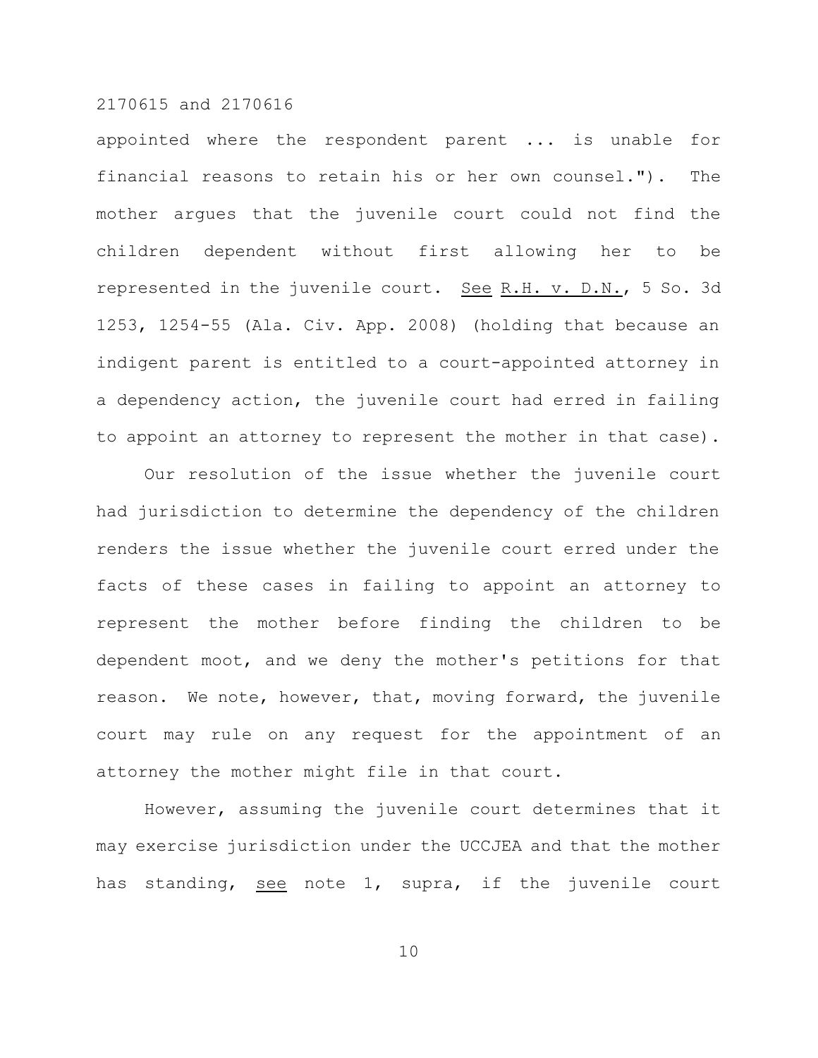appointed where the respondent parent ... is unable for financial reasons to retain his or her own counsel."). The mother argues that the juvenile court could not find the children dependent without first allowing her to be represented in the juvenile court. See R.H. v. D.N., 5 So. 3d 1253, 1254-55 (Ala. Civ. App. 2008) (holding that because an indigent parent is entitled to a court-appointed attorney in a dependency action, the juvenile court had erred in failing to appoint an attorney to represent the mother in that case).

Our resolution of the issue whether the juvenile court had jurisdiction to determine the dependency of the children renders the issue whether the juvenile court erred under the facts of these cases in failing to appoint an attorney to represent the mother before finding the children to be dependent moot, and we deny the mother's petitions for that reason. We note, however, that, moving forward, the juvenile court may rule on any request for the appointment of an attorney the mother might file in that court.

However, assuming the juvenile court determines that it may exercise jurisdiction under the UCCJEA and that the mother has standing, see note 1, supra, if the juvenile court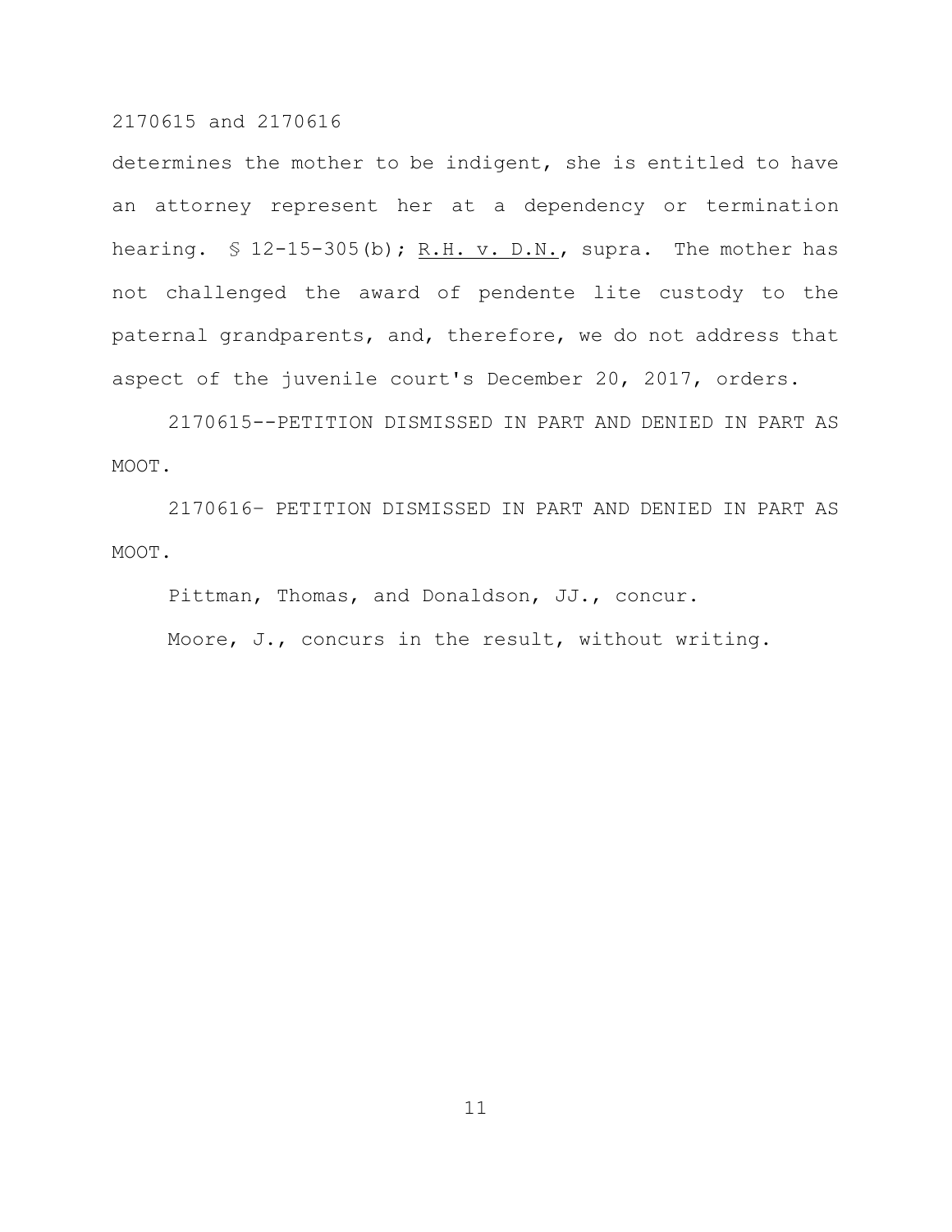determines the mother to be indigent, she is entitled to have an attorney represent her at a dependency or termination hearing. § 12-15-305(b); R.H. v. D.N., supra. The mother has not challenged the award of pendente lite custody to the paternal grandparents, and, therefore, we do not address that aspect of the juvenile court's December 20, 2017, orders.

2170615--PETITION DISMISSED IN PART AND DENIED IN PART AS MOOT.

2170616– PETITION DISMISSED IN PART AND DENIED IN PART AS MOOT.

Pittman, Thomas, and Donaldson, JJ., concur.

Moore, J., concurs in the result, without writing.